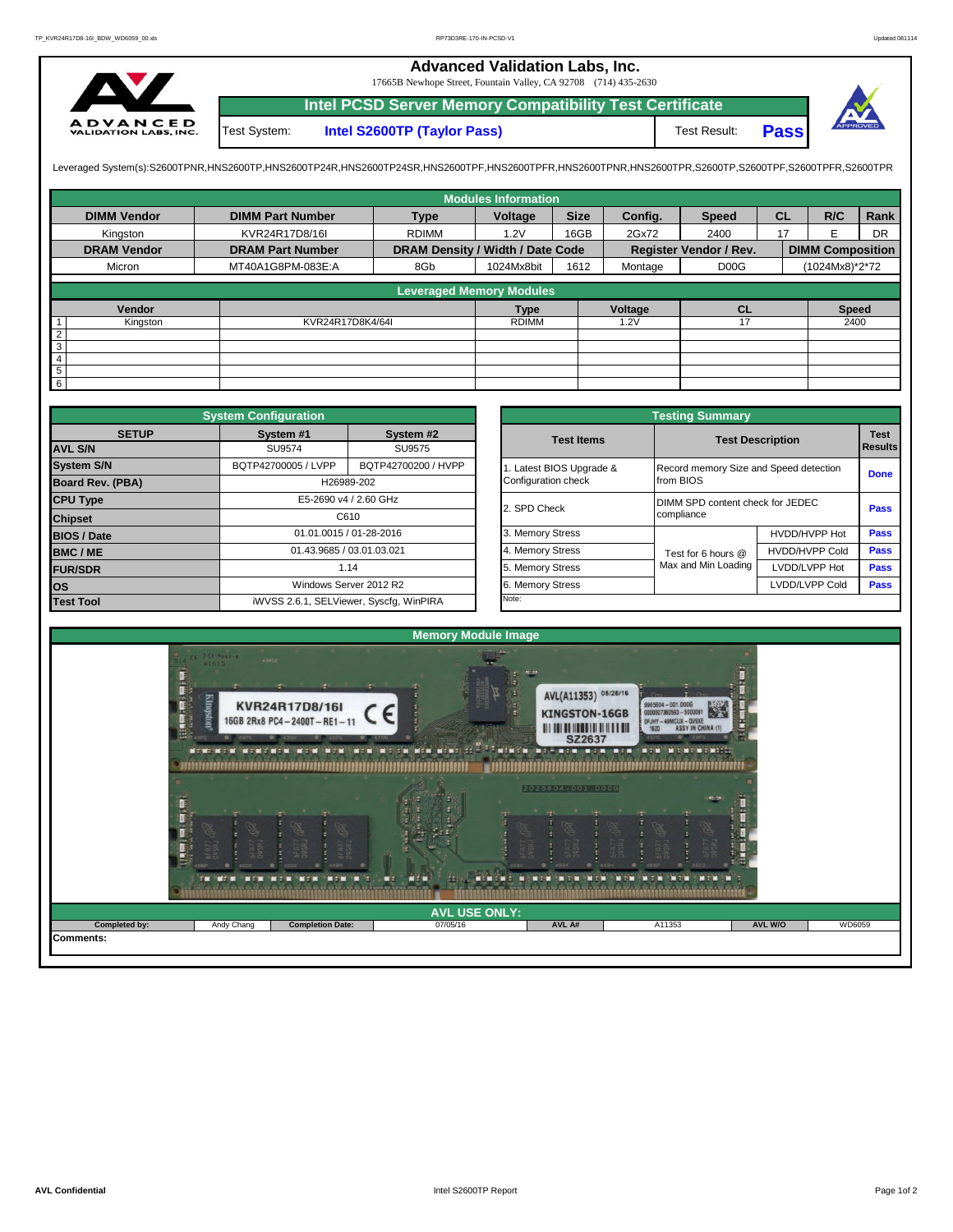# Advanced Validation Labs, Inc.

17665B Newhope Street, Fountain Valley, CA 92708 (714) 435-2630

## Intel PCSD Server Memory Compatibility Test Certificate

Test System: **Intel S2600TP (Taylor Pass)** Test Result: **Pass**

Leveraged System(s):S2600TPNR,HNS2600TP,HNS2600TP24R,HNS2600TP24SR,HNS2600TPF,HNS2600TPFR,HNS2600TPNR,HNS2600TPR,S2600TP,S2600TPF,S2600TPFR,S2600TPR

### Modules Information

| DIMM Vendor | DIMM Part Number | Type | Voltage | Size | Config. | Speed | CL | R/C | Rank |
|---|---|---|---|---|---|---|---|---|---|
| Kingston | KVR24R17D8/16I | RDIMM | 1.2V | 16GB | 2Gx72 | 2400 | 17 | E | DR |
| **DRAM Vendor** | **DRAM Part Number** | **DRAM Density / Width / Date Code** | | | **Register Vendor / Rev.** | | **DIMM Composition** | | |
| Micron | MT40A1G8PM-083E:A | 8Gb | 1024Mx8bit | 1612 | Montage | D00G | (1024Mx8)*2*72 | | |

### Leveraged Memory Modules

| | Vendor | | Type | Voltage | CL | Speed |
|---|---|---|---|---|---|---|
| 1 | Kingston | KVR24R17D8K4/64I | RDIMM | 1.2V | 17 | 2400 |
| 2 | | | | | | |
| 3 | | | | | | |
| 4 | | | | | | |
| 5 | | | | | | |
| 6 | | | | | | |

### System Configuration

| SETUP | System #1 | System #2 |
|---|---|---|
| AVL S/N | SU9574 | SU9575 |
| System S/N | BQTP42700005 / LVPP | BQTP42700200 / HVPP |
| Board Rev. (PBA) | H26989-202 | |
| CPU Type | E5-2690 v4 / 2.60 GHz | |
| Chipset | C610 | |
| BIOS / Date | 01.01.0015 / 01-28-2016 | |
| BMC / ME | 01.43.9685 / 03.01.03.021 | |
| FUR/SDR | 1.14 | |
| OS | Windows Server 2012 R2 | |
| Test Tool | iWVSS 2.6.1, SELViewer, Syscfg, WinPIRA | |

### Testing Summary

| Test Items | Test Description | | Test Results |
|---|---|---|---|
| 1. Latest BIOS Upgrade & Configuration check | Record memory Size and Speed detection from BIOS | | Done |
| 2. SPD Check | DIMM SPD content check for JEDEC compliance | | Pass |
| 3. Memory Stress | Test for 6 hours @ Max and Min Loading | HVDD/HVPP Hot | Pass |
| 4. Memory Stress | | HVDD/HVPP Cold | Pass |
| 5. Memory Stress | | LVDD/LVPP Hot | Pass |
| 6. Memory Stress | | LVDD/LVPP Cold | Pass |
| Note: | | | |

### Memory Module Image

### AVL USE ONLY:

| Completed by: | Andy Chang | Completion Date: | 07/05/16 | AVL A# | A11353 | AVL W/O | WD6059 |
|---|---|---|---|---|---|---|---|

Comments: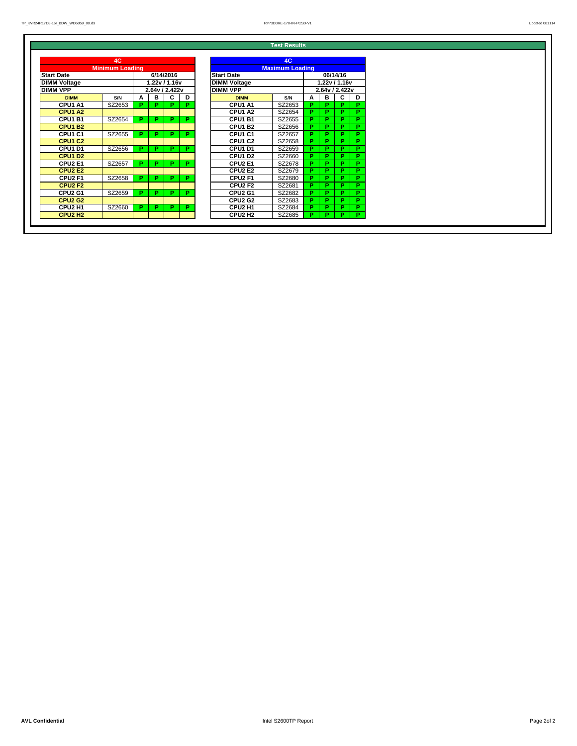## Test Results

| 4C Minimum Loading | | | | | |
|---|---|---|---|---|---|
| Start Date | | 6/14/2016 | | | |
| DIMM Voltage | | 1.22v / 1.16v | | | |
| DIMM VPP | | 2.64v / 2.422v | | | |
| DIMM | S/N | A | B | C | D |
| CPU1 A1 | SZ2653 | P | P | P | P |
| CPU1 A2 | | | | | |
| CPU1 B1 | SZ2654 | P | P | P | P |
| CPU1 B2 | | | | | |
| CPU1 C1 | SZ2655 | P | P | P | P |
| CPU1 C2 | | | | | |
| CPU1 D1 | SZ2656 | P | P | P | P |
| CPU1 D2 | | | | | |
| CPU2 E1 | SZ2657 | P | P | P | P |
| CPU2 E2 | | | | | |
| CPU2 F1 | SZ2658 | P | P | P | P |
| CPU2 F2 | | | | | |
| CPU2 G1 | SZ2659 | P | P | P | P |
| CPU2 G2 | | | | | |
| CPU2 H1 | SZ2660 | P | P | P | P |
| CPU2 H2 | | | | | |

| 4C Maximum Loading | | | | | |
|---|---|---|---|---|---|
| Start Date | | 06/14/16 | | | |
| DIMM Voltage | | 1.22v / 1.16v | | | |
| DIMM VPP | | 2.64v / 2.422v | | | |
| DIMM | S/N | A | B | C | D |
| CPU1 A1 | SZ2653 | P | P | P | P |
| CPU1 A2 | SZ2654 | P | P | P | P |
| CPU1 B1 | SZ2655 | P | P | P | P |
| CPU1 B2 | SZ2656 | P | P | P | P |
| CPU1 C1 | SZ2657 | P | P | P | P |
| CPU1 C2 | SZ2658 | P | P | P | P |
| CPU1 D1 | SZ2659 | P | P | P | P |
| CPU1 D2 | SZ2660 | P | P | P | P |
| CPU2 E1 | SZ2678 | P | P | P | P |
| CPU2 E2 | SZ2679 | P | P | P | P |
| CPU2 F1 | SZ2680 | P | P | P | P |
| CPU2 F2 | SZ2681 | P | P | P | P |
| CPU2 G1 | SZ2682 | P | P | P | P |
| CPU2 G2 | SZ2683 | P | P | P | P |
| CPU2 H1 | SZ2684 | P | P | P | P |
| CPU2 H2 | SZ2685 | P | P | P | P |